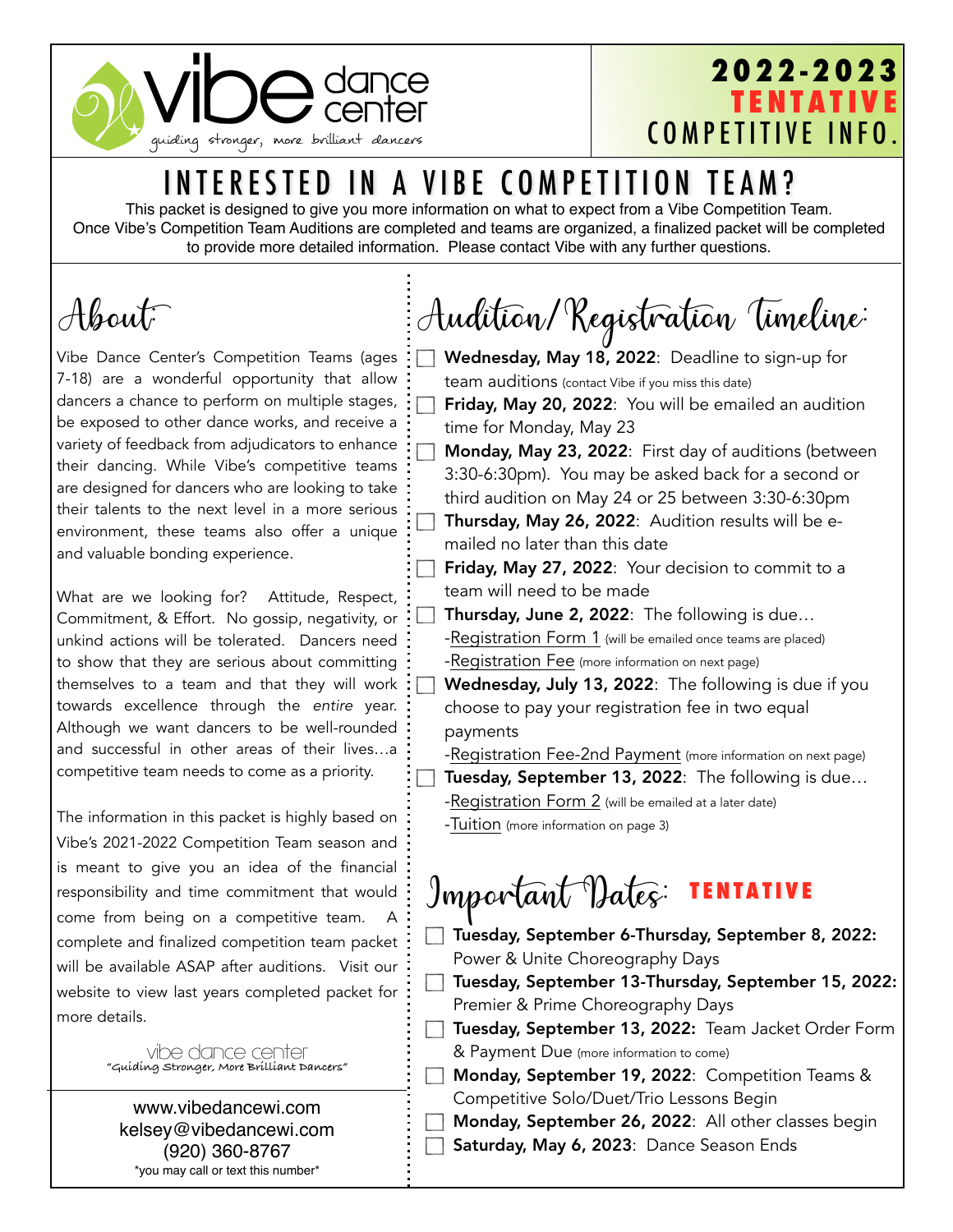vibe dance center
guiding stronger, more brilliant dancers

**2022-2023**
**TENTATIVE**
COMPETITIVE INFO.

# INTERESTED IN A VIBE COMPETITION TEAM?

This packet is designed to give you more information on what to expect from a Vibe Competition Team. Once Vibe's Competition Team Auditions are completed and teams are organized, a finalized packet will be completed to provide more detailed information. Please contact Vibe with any further questions.

## About:

Vibe Dance Center's Competition Teams (ages 7-18) are a wonderful opportunity that allow dancers a chance to perform on multiple stages, be exposed to other dance works, and receive a variety of feedback from adjudicators to enhance their dancing. While Vibe's competitive teams are designed for dancers who are looking to take their talents to the next level in a more serious environment, these teams also offer a unique and valuable bonding experience.

What are we looking for? Attitude, Respect, Commitment, & Effort. No gossip, negativity, or unkind actions will be tolerated. Dancers need to show that they are serious about committing themselves to a team and that they will work towards excellence through the *entire* year. Although we want dancers to be well-rounded and successful in other areas of their lives…a competitive team needs to come as a priority.

The information in this packet is highly based on Vibe's 2021-2022 Competition Team season and is meant to give you an idea of the financial responsibility and time commitment that would come from being on a competitive team. A complete and finalized competition team packet will be available ASAP after auditions. Visit our website to view last years completed packet for more details.

vibe dance center
"Guiding Stronger, More Brilliant Dancers"

www.vibedancewi.com
kelsey@vibedancewi.com
(920) 360-8767
*you may call or text this number*

## Audition/Registration Timeline:

- [ ] **Wednesday, May 18, 2022**: Deadline to sign-up for team auditions (contact Vibe if you miss this date)
- [ ] **Friday, May 20, 2022**: You will be emailed an audition time for Monday, May 23
- [ ] **Monday, May 23, 2022**: First day of auditions (between 3:30-6:30pm). You may be asked back for a second or third audition on May 24 or 25 between 3:30-6:30pm
- [ ] **Thursday, May 26, 2022**: Audition results will be e-mailed no later than this date
- [ ] **Friday, May 27, 2022**: Your decision to commit to a team will need to be made
- [ ] **Thursday, June 2, 2022**: The following is due…
  - -Registration Form 1 (will be emailed once teams are placed)
  - -Registration Fee (more information on next page)
- [ ] **Wednesday, July 13, 2022**: The following is due if you choose to pay your registration fee in two equal payments
  - -Registration Fee-2nd Payment (more information on next page)
- [ ] **Tuesday, September 13, 2022**: The following is due…
  - -Registration Form 2 (will be emailed at a later date)
  - -Tuition (more information on page 3)

## Important Dates: TENTATIVE

- [ ] **Tuesday, September 6-Thursday, September 8, 2022:** Power & Unite Choreography Days
- [ ] **Tuesday, September 13-Thursday, September 15, 2022:** Premier & Prime Choreography Days
- [ ] **Tuesday, September 13, 2022:** Team Jacket Order Form & Payment Due (more information to come)
- [ ] **Monday, September 19, 2022**: Competition Teams & Competitive Solo/Duet/Trio Lessons Begin
- [ ] **Monday, September 26, 2022**: All other classes begin
- [ ] **Saturday, May 6, 2023**: Dance Season Ends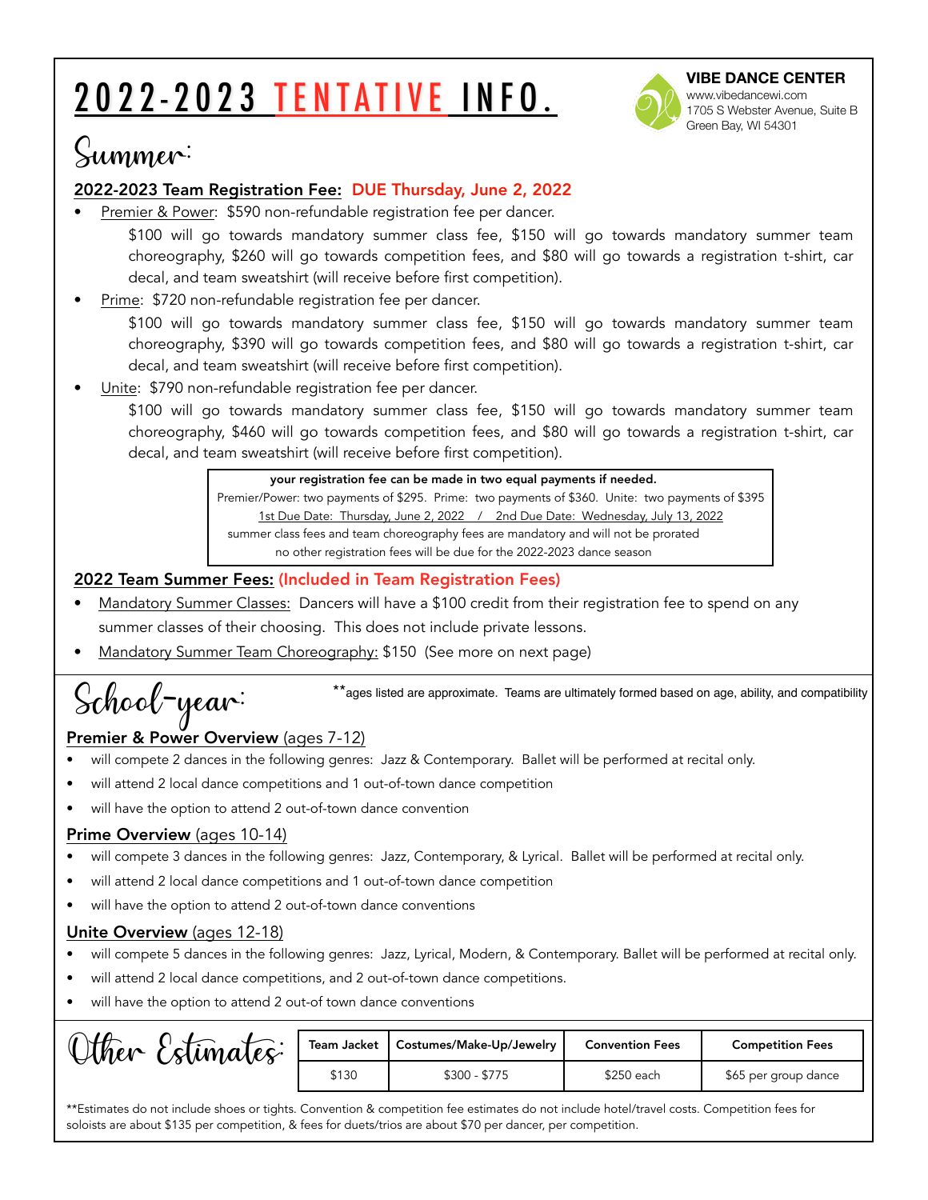# 2022-2023 TENTATIVE INFO.

**VIBE DANCE CENTER**
www.vibedancewi.com
1705 S Webster Avenue, Suite B
Green Bay, WI 54301

## Summer:

### 2022-2023 Team Registration Fee: DUE Thursday, June 2, 2022

- Premier & Power: $590 non-refundable registration fee per dancer.

  $100 will go towards mandatory summer class fee, $150 will go towards mandatory summer team choreography, $260 will go towards competition fees, and $80 will go towards a registration t-shirt, car decal, and team sweatshirt (will receive before first competition).

- Prime: $720 non-refundable registration fee per dancer.

  $100 will go towards mandatory summer class fee, $150 will go towards mandatory summer team choreography, $390 will go towards competition fees, and $80 will go towards a registration t-shirt, car decal, and team sweatshirt (will receive before first competition).

- Unite: $790 non-refundable registration fee per dancer.

  $100 will go towards mandatory summer class fee, $150 will go towards mandatory summer team choreography, $460 will go towards competition fees, and $80 will go towards a registration t-shirt, car decal, and team sweatshirt (will receive before first competition).

> **your registration fee can be made in two equal payments if needed.**
> Premier/Power: two payments of $295. Prime: two payments of $360. Unite: two payments of $395
> 1st Due Date: Thursday, June 2, 2022 / 2nd Due Date: Wednesday, July 13, 2022
> summer class fees and team choreography fees are mandatory and will not be prorated
> no other registration fees will be due for the 2022-2023 dance season

### 2022 Team Summer Fees: (Included in Team Registration Fees)

- Mandatory Summer Classes: Dancers will have a $100 credit from their registration fee to spend on any summer classes of their choosing. This does not include private lessons.
- Mandatory Summer Team Choreography: $150 (See more on next page)

## School-year:

**ages listed are approximate. Teams are ultimately formed based on age, ability, and compatibility

### Premier & Power Overview (ages 7-12)

- will compete 2 dances in the following genres: Jazz & Contemporary. Ballet will be performed at recital only.
- will attend 2 local dance competitions and 1 out-of-town dance competition
- will have the option to attend 2 out-of-town dance convention

### Prime Overview (ages 10-14)

- will compete 3 dances in the following genres: Jazz, Contemporary, & Lyrical. Ballet will be performed at recital only.
- will attend 2 local dance competitions and 1 out-of-town dance competition
- will have the option to attend 2 out-of-town dance conventions

### Unite Overview (ages 12-18)

- will compete 5 dances in the following genres: Jazz, Lyrical, Modern, & Contemporary. Ballet will be performed at recital only.
- will attend 2 local dance competitions, and 2 out-of-town dance competitions.
- will have the option to attend 2 out-of town dance conventions

## Other Estimates:

| Team Jacket | Costumes/Make-Up/Jewelry | Convention Fees | Competition Fees |
|---|---|---|---|
| $130 | $300 - $775 | $250 each | $65 per group dance |

**Estimates do not include shoes or tights. Convention & competition fee estimates do not include hotel/travel costs. Competition fees for soloists are about $135 per competition, & fees for duets/trios are about $70 per dancer, per competition.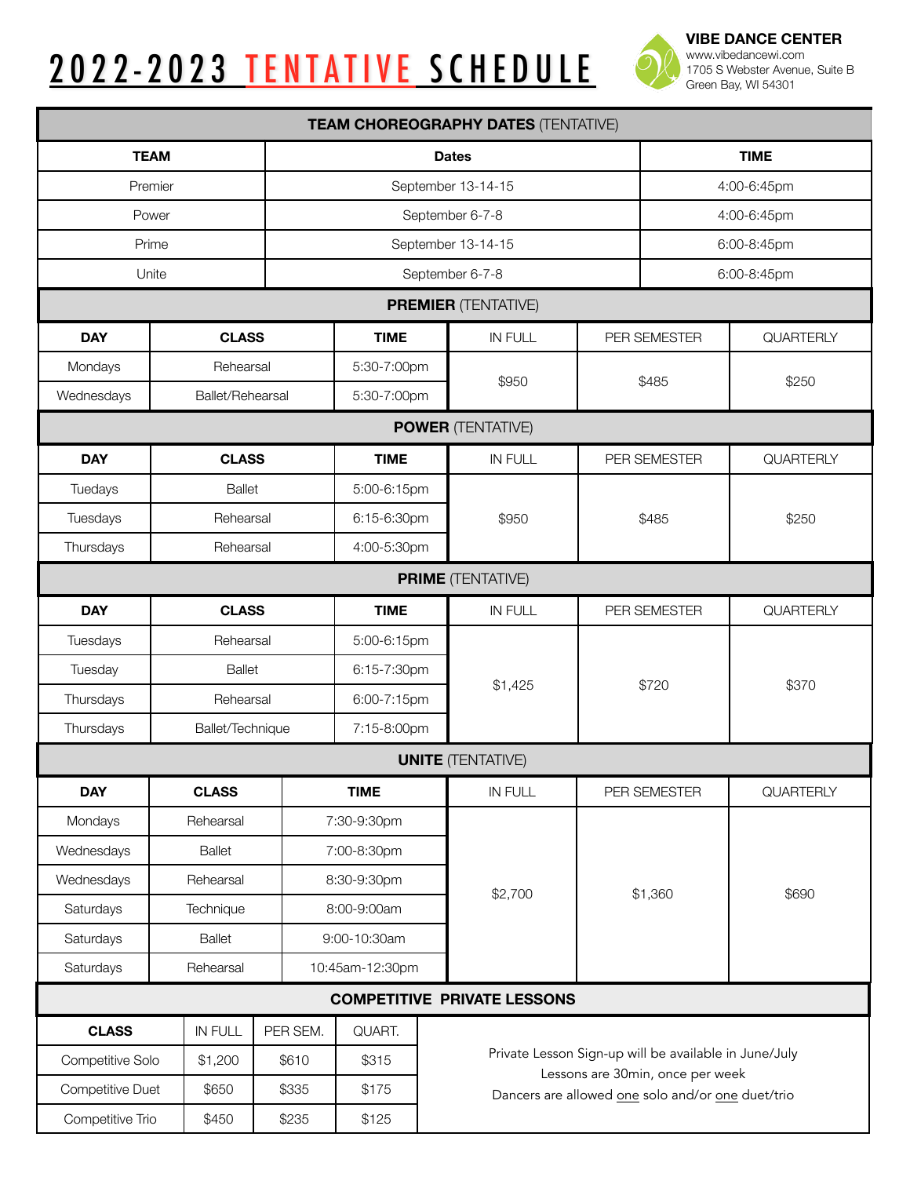# 2022-2023 TENTATIVE SCHEDULE

**VIBE DANCE CENTER**
www.vibedancewi.com
1705 S Webster Avenue, Suite B
Green Bay, WI 54301

## TEAM CHOREOGRAPHY DATES (TENTATIVE)

| TEAM | Dates | TIME |
|---|---|---|
| Premier | September 13-14-15 | 4:00-6:45pm |
| Power | September 6-7-8 | 4:00-6:45pm |
| Prime | September 13-14-15 | 6:00-8:45pm |
| Unite | September 6-7-8 | 6:00-8:45pm |

## PREMIER (TENTATIVE)

| DAY | CLASS | TIME | IN FULL | PER SEMESTER | QUARTERLY |
|---|---|---|---|---|---|
| Mondays | Rehearsal | 5:30-7:00pm | $950 | $485 | $250 |
| Wednesdays | Ballet/Rehearsal | 5:30-7:00pm | | | |

## POWER (TENTATIVE)

| DAY | CLASS | TIME | IN FULL | PER SEMESTER | QUARTERLY |
|---|---|---|---|---|---|
| Tuedays | Ballet | 5:00-6:15pm | $950 | $485 | $250 |
| Tuesdays | Rehearsal | 6:15-6:30pm | | | |
| Thursdays | Rehearsal | 4:00-5:30pm | | | |

## PRIME (TENTATIVE)

| DAY | CLASS | TIME | IN FULL | PER SEMESTER | QUARTERLY |
|---|---|---|---|---|---|
| Tuesdays | Rehearsal | 5:00-6:15pm | $1,425 | $720 | $370 |
| Tuesday | Ballet | 6:15-7:30pm | | | |
| Thursdays | Rehearsal | 6:00-7:15pm | | | |
| Thursdays | Ballet/Technique | 7:15-8:00pm | | | |

## UNITE (TENTATIVE)

| DAY | CLASS | TIME | IN FULL | PER SEMESTER | QUARTERLY |
|---|---|---|---|---|---|
| Mondays | Rehearsal | 7:30-9:30pm | $2,700 | $1,360 | $690 |
| Wednesdays | Ballet | 7:00-8:30pm | | | |
| Wednesdays | Rehearsal | 8:30-9:30pm | | | |
| Saturdays | Technique | 8:00-9:00am | | | |
| Saturdays | Ballet | 9:00-10:30am | | | |
| Saturdays | Rehearsal | 10:45am-12:30pm | | | |

## COMPETITIVE PRIVATE LESSONS

| CLASS | IN FULL | PER SEM. | QUART. |
|---|---|---|---|
| Competitive Solo | $1,200 | $610 | $315 |
| Competitive Duet | $650 | $335 | $175 |
| Competitive Trio | $450 | $235 | $125 |

Private Lesson Sign-up will be available in June/July
Lessons are 30min, once per week
Dancers are allowed one solo and/or one duet/trio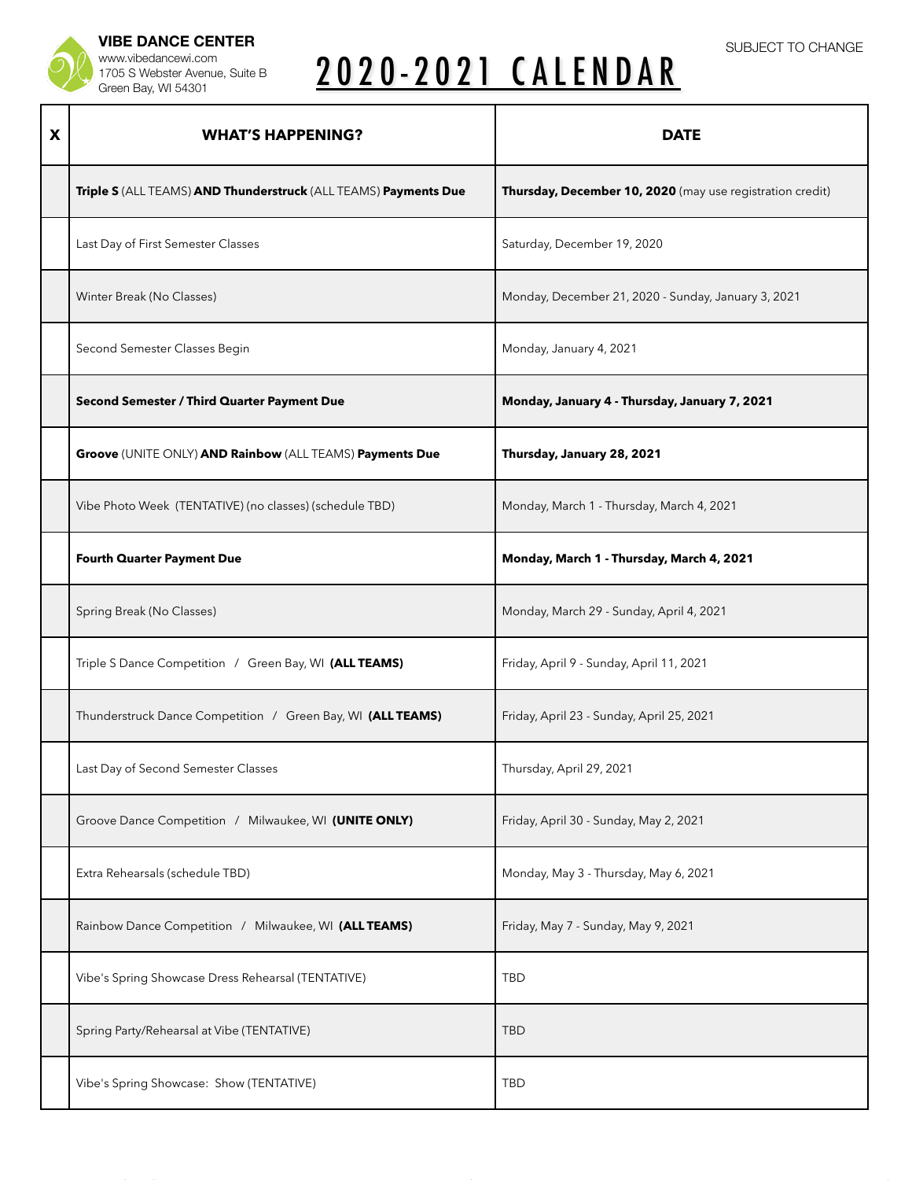**VIBE DANCE CENTER**
www.vibedancewi.com
1705 S Webster Avenue, Suite B
Green Bay, WI 54301

# 2020-2021 CALENDAR

SUBJECT TO CHANGE

| X | WHAT'S HAPPENING? | DATE |
|---|---|---|
| | **Triple S** (ALL TEAMS) **AND Thunderstruck** (ALL TEAMS) **Payments Due** | **Thursday, December 10, 2020** (may use registration credit) |
| | Last Day of First Semester Classes | Saturday, December 19, 2020 |
| | Winter Break (No Classes) | Monday, December 21, 2020 - Sunday, January 3, 2021 |
| | Second Semester Classes Begin | Monday, January 4, 2021 |
| | **Second Semester / Third Quarter Payment Due** | **Monday, January 4 - Thursday, January 7, 2021** |
| | **Groove** (UNITE ONLY) **AND Rainbow** (ALL TEAMS) **Payments Due** | **Thursday, January 28, 2021** |
| | Vibe Photo Week (TENTATIVE) (no classes) (schedule TBD) | Monday, March 1 - Thursday, March 4, 2021 |
| | **Fourth Quarter Payment Due** | **Monday, March 1 - Thursday, March 4, 2021** |
| | Spring Break (No Classes) | Monday, March 29 - Sunday, April 4, 2021 |
| | Triple S Dance Competition / Green Bay, WI **(ALL TEAMS)** | Friday, April 9 - Sunday, April 11, 2021 |
| | Thunderstruck Dance Competition / Green Bay, WI **(ALL TEAMS)** | Friday, April 23 - Sunday, April 25, 2021 |
| | Last Day of Second Semester Classes | Thursday, April 29, 2021 |
| | Groove Dance Competition / Milwaukee, WI **(UNITE ONLY)** | Friday, April 30 - Sunday, May 2, 2021 |
| | Extra Rehearsals (schedule TBD) | Monday, May 3 - Thursday, May 6, 2021 |
| | Rainbow Dance Competition / Milwaukee, WI **(ALL TEAMS)** | Friday, May 7 - Sunday, May 9, 2021 |
| | Vibe's Spring Showcase Dress Rehearsal (TENTATIVE) | TBD |
| | Spring Party/Rehearsal at Vibe (TENTATIVE) | TBD |
| | Vibe's Spring Showcase: Show (TENTATIVE) | TBD |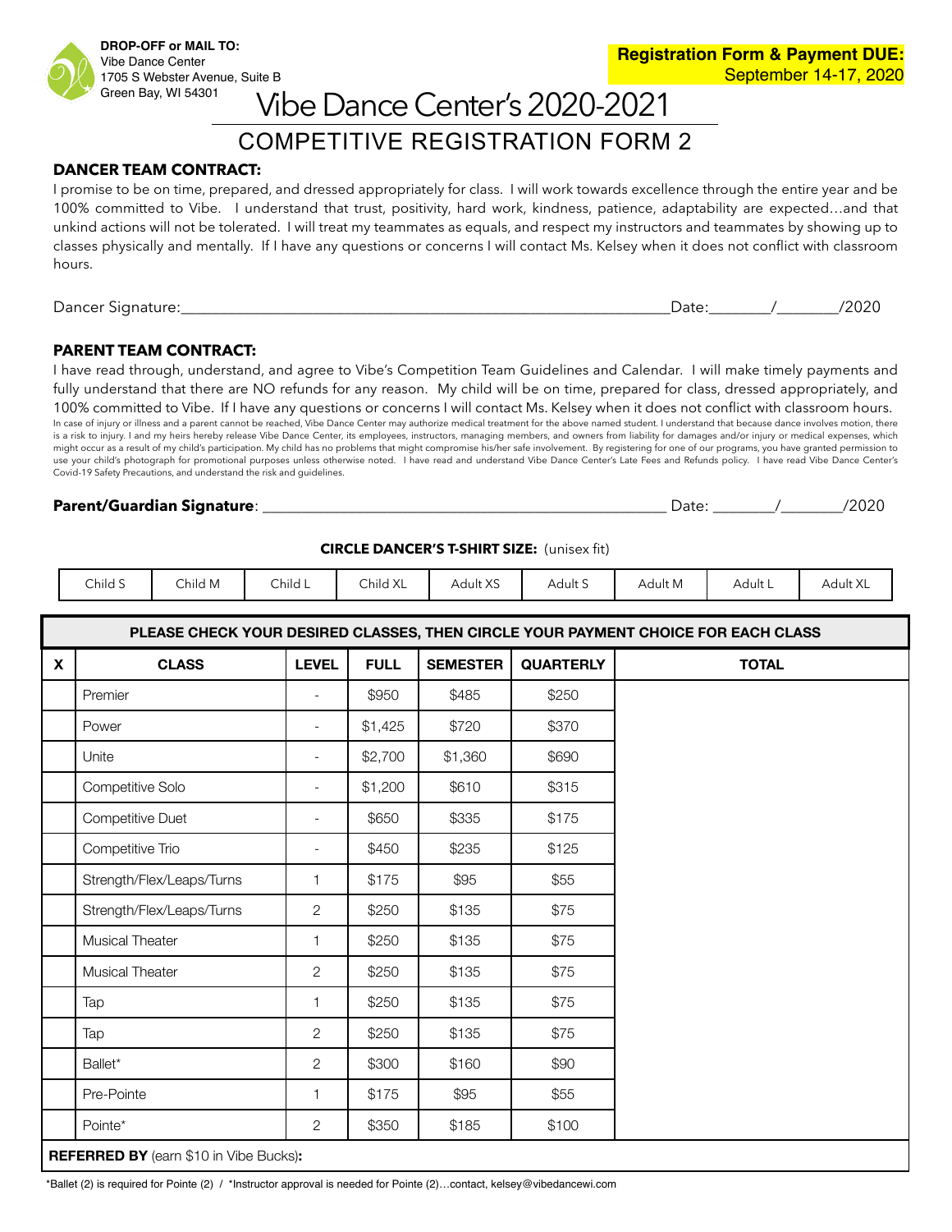**DROP-OFF or MAIL TO:**
Vibe Dance Center
1705 S Webster Avenue, Suite B
Green Bay, WI 54301

**Registration Form & Payment DUE:**
September 14-17, 2020

# Vibe Dance Center's 2020-2021

## COMPETITIVE REGISTRATION FORM 2

**DANCER TEAM CONTRACT:**

I promise to be on time, prepared, and dressed appropriately for class. I will work towards excellence through the entire year and be 100% committed to Vibe. I understand that trust, positivity, hard work, kindness, patience, adaptability are expected…and that unkind actions will not be tolerated. I will treat my teammates as equals, and respect my instructors and teammates by showing up to classes physically and mentally. If I have any questions or concerns I will contact Ms. Kelsey when it does not conflict with classroom hours.

Dancer Signature:________________________________________________________________Date:________/________/2020

**PARENT TEAM CONTRACT:**

I have read through, understand, and agree to Vibe's Competition Team Guidelines and Calendar. I will make timely payments and fully understand that there are NO refunds for any reason. My child will be on time, prepared for class, dressed appropriately, and 100% committed to Vibe. If I have any questions or concerns I will contact Ms. Kelsey when it does not conflict with classroom hours.

In case of injury or illness and a parent cannot be reached, Vibe Dance Center may authorize medical treatment for the above named student. I understand that because dance involves motion, there is a risk to injury. I and my heirs hereby release Vibe Dance Center, its employees, instructors, managing members, and owners from liability for damages and/or injury or medical expenses, which might occur as a result of my child's participation. My child has no problems that might compromise his/her safe involvement. By registering for one of our programs, you have granted permission to use your child's photograph for promotional purposes unless otherwise noted. I have read and understand Vibe Dance Center's Late Fees and Refunds policy. I have read Vibe Dance Center's Covid-19 Safety Precautions, and understand the risk and guidelines.

**Parent/Guardian Signature**: ____________________________________________________ Date: ________/________/2020

**CIRCLE DANCER'S T-SHIRT SIZE:** (unisex fit)

| Child S | Child M | Child L | Child XL | Adult XS | Adult S | Adult M | Adult L | Adult XL |
|---|---|---|---|---|---|---|---|---|

**PLEASE CHECK YOUR DESIRED CLASSES, THEN CIRCLE YOUR PAYMENT CHOICE FOR EACH CLASS**

| X | CLASS | LEVEL | FULL | SEMESTER | QUARTERLY | TOTAL |
|---|---|---|---|---|---|---|
| | Premier | - | $950 | $485 | $250 | |
| | Power | - | $1,425 | $720 | $370 | |
| | Unite | - | $2,700 | $1,360 | $690 | |
| | Competitive Solo | - | $1,200 | $610 | $315 | |
| | Competitive Duet | - | $650 | $335 | $175 | |
| | Competitive Trio | - | $450 | $235 | $125 | |
| | Strength/Flex/Leaps/Turns | 1 | $175 | $95 | $55 | |
| | Strength/Flex/Leaps/Turns | 2 | $250 | $135 | $75 | |
| | Musical Theater | 1 | $250 | $135 | $75 | |
| | Musical Theater | 2 | $250 | $135 | $75 | |
| | Tap | 1 | $250 | $135 | $75 | |
| | Tap | 2 | $250 | $135 | $75 | |
| | Ballet* | 2 | $300 | $160 | $90 | |
| | Pre-Pointe | 1 | $175 | $95 | $55 | |
| | Pointe* | 2 | $350 | $185 | $100 | |

**REFERRED BY** (earn $10 in Vibe Bucks)**:**

*Ballet (2) is required for Pointe (2) / *Instructor approval is needed for Pointe (2)…contact, kelsey@vibedancewi.com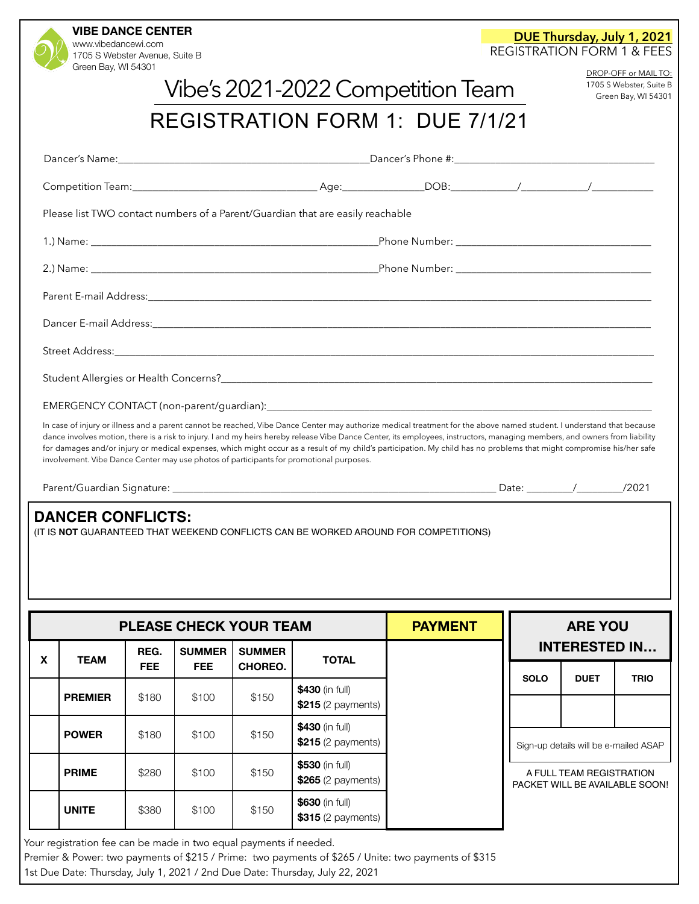**VIBE DANCE CENTER**
www.vibedancewi.com
1705 S Webster Avenue, Suite B
Green Bay, WI 54301

**DUE Thursday, July 1, 2021**
REGISTRATION FORM 1 & FEES

DROP-OFF or MAIL TO:
1705 S Webster, Suite B
Green Bay, WI 54301

# Vibe's 2021-2022 Competition Team

## REGISTRATION FORM 1: DUE 7/1/21

Dancer's Name:_______________________________________________Dancer's Phone #:____________________________________

Competition Team:__________________________________ Age:_______________DOB:___________/___________/___________

Please list TWO contact numbers of a Parent/Guardian that are easily reachable

1.) Name: _____________________________________________________Phone Number: ___________________________________

2.) Name: _____________________________________________________Phone Number: ___________________________________

Parent E-mail Address:________________________________________________________________________________________

Dancer E-mail Address:________________________________________________________________________________________

Street Address:_______________________________________________________________________________________________

Student Allergies or Health Concerns?___________________________________________________________________________

EMERGENCY CONTACT (non-parent/guardian):______________________________________________________________________

In case of injury or illness and a parent cannot be reached, Vibe Dance Center may authorize medical treatment for the above named student. I understand that because dance involves motion, there is a risk to injury. I and my heirs hereby release Vibe Dance Center, its employees, instructors, managing members, and owners from liability for damages and/or injury or medical expenses, which might occur as a result of my child's participation. My child has no problems that might compromise his/her safe involvement. Vibe Dance Center may use photos of participants for promotional purposes.

Parent/Guardian Signature: ____________________________________________________________ Date: ________/________/2021

## DANCER CONFLICTS:

(IT IS **NOT** GUARANTEED THAT WEEKEND CONFLICTS CAN BE WORKED AROUND FOR COMPETITIONS)

| PLEASE CHECK YOUR TEAM | | | | | | PAYMENT |
|---|---|---|---|---|---|---|
| X | TEAM | REG. FEE | SUMMER FEE | SUMMER CHOREO. | TOTAL | |
| | **PREMIER** | $180 | $100 | $150 | **$430** (in full) **$215** (2 payments) | |
| | **POWER** | $180 | $100 | $150 | **$430** (in full) **$215** (2 payments) | |
| | **PRIME** | $280 | $100 | $150 | **$530** (in full) **$265** (2 payments) | |
| | **UNITE** | $380 | $100 | $150 | **$630** (in full) **$315** (2 payments) | |

| ARE YOU INTERESTED IN… | | |
|---|---|---|
| SOLO | DUET | TRIO |
| | | |
| Sign-up details will be e-mailed ASAP | | |

A FULL TEAM REGISTRATION PACKET WILL BE AVAILABLE SOON!

Your registration fee can be made in two equal payments if needed.
Premier & Power: two payments of $215 / Prime: two payments of $265 / Unite: two payments of $315
1st Due Date: Thursday, July 1, 2021 / 2nd Due Date: Thursday, July 22, 2021